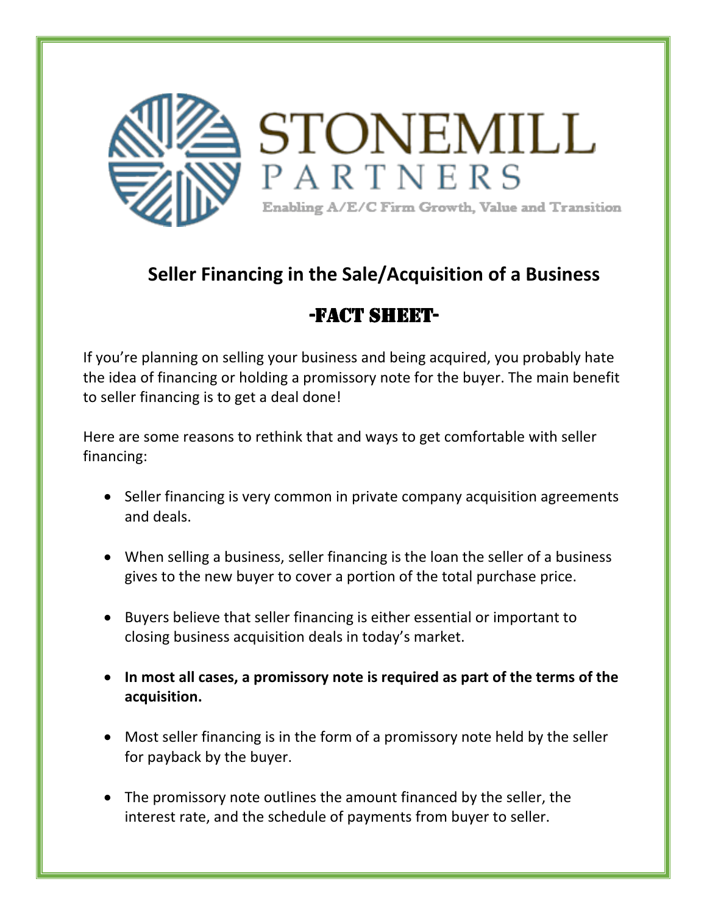STONEMILL PARTNERS

Enabling A/E/C Firm Growth, Value and Transition

## Seller Financing in the Sale/Acquisition of a Business

## -FACT SHEET-

If you're planning on selling your business and being acquired, you probably hate the idea of financing or holding a promissory note for the buyer. The main benefit to seller financing is to get a deal done!

Here are some reasons to rethink that and ways to get comfortable with seller financing:

- Seller financing is very common in private company acquisition agreements and deals.
- When selling a business, seller financing is the loan the seller of a business gives to the new buyer to cover a portion of the total purchase price.
- Buyers believe that seller financing is either essential or important to closing business acquisition deals in today's market.
- **In most all cases, a promissory note is required as part of the terms of the acquisition.**
- Most seller financing is in the form of a promissory note held by the seller for payback by the buyer.
- The promissory note outlines the amount financed by the seller, the interest rate, and the schedule of payments from buyer to seller.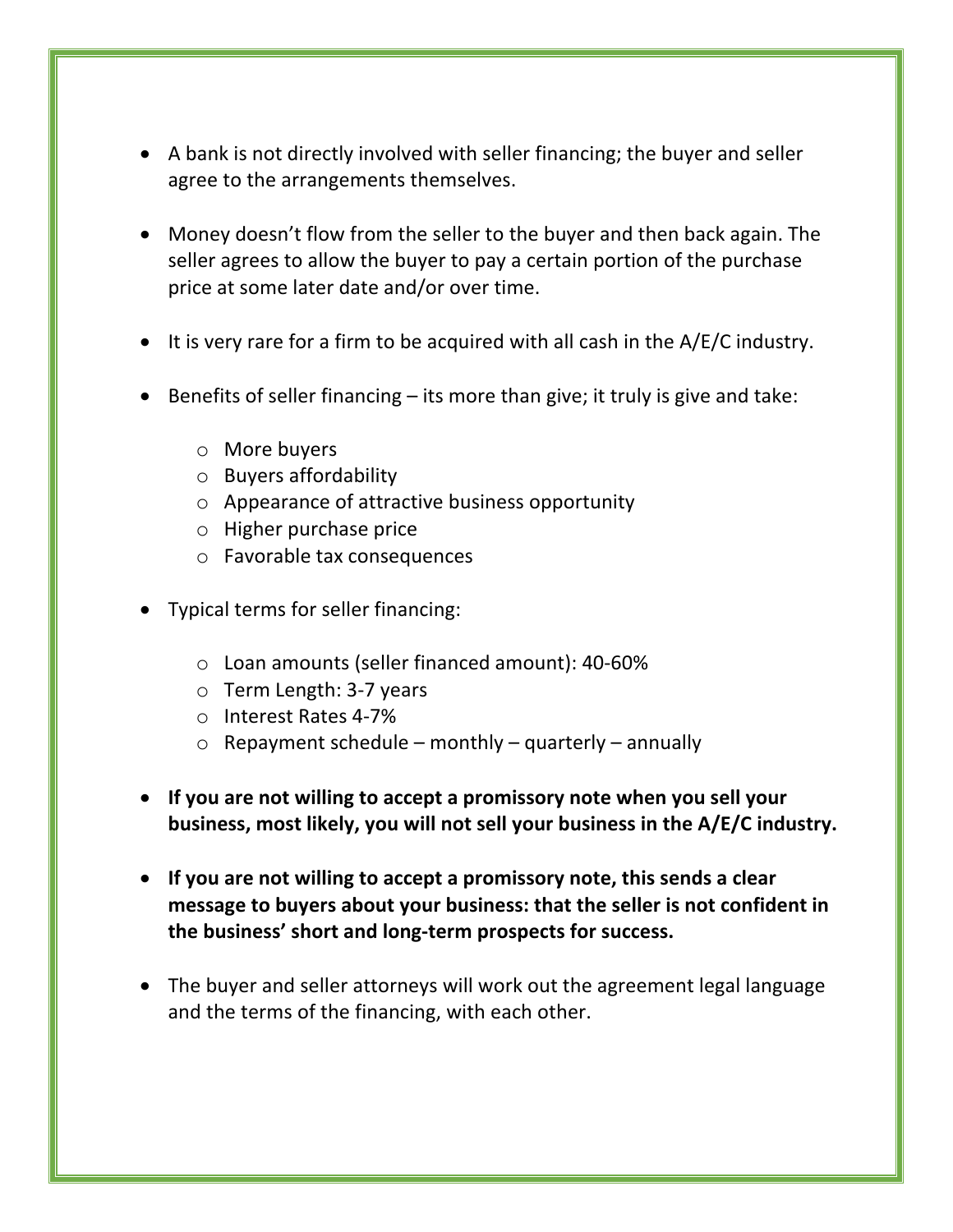- A bank is not directly involved with seller financing; the buyer and seller agree to the arrangements themselves.

- Money doesn't flow from the seller to the buyer and then back again. The seller agrees to allow the buyer to pay a certain portion of the purchase price at some later date and/or over time.

- It is very rare for a firm to be acquired with all cash in the A/E/C industry.

- Benefits of seller financing – its more than give; it truly is give and take:

    - More buyers
    - Buyers affordability
    - Appearance of attractive business opportunity
    - Higher purchase price
    - Favorable tax consequences

- Typical terms for seller financing:

    - Loan amounts (seller financed amount): 40-60%
    - Term Length: 3-7 years
    - Interest Rates 4-7%
    - Repayment schedule – monthly – quarterly – annually

- **If you are not willing to accept a promissory note when you sell your business, most likely, you will not sell your business in the A/E/C industry.**

- **If you are not willing to accept a promissory note, this sends a clear message to buyers about your business: that the seller is not confident in the business' short and long-term prospects for success.**

- The buyer and seller attorneys will work out the agreement legal language and the terms of the financing, with each other.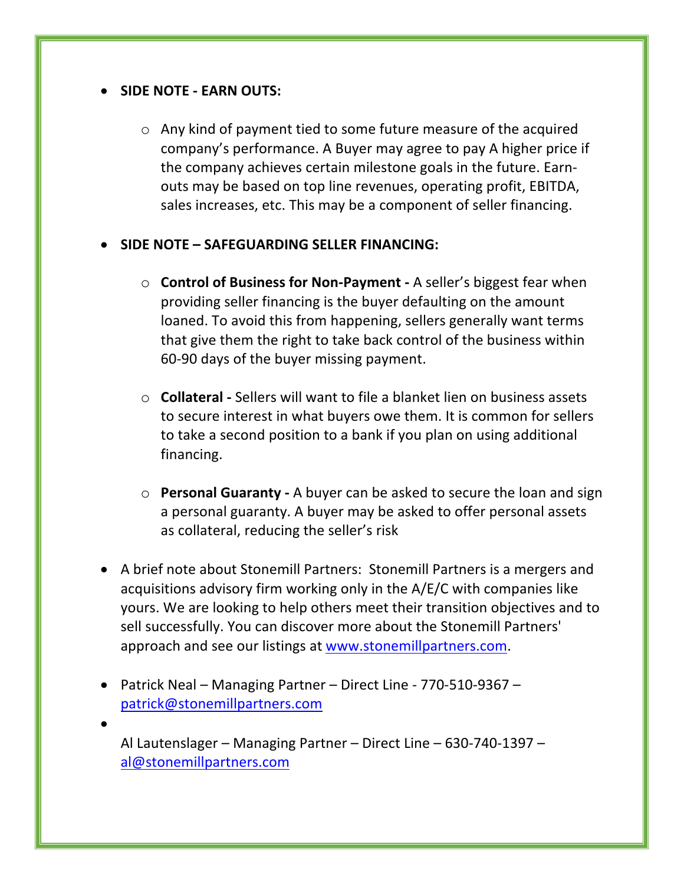- **SIDE NOTE - EARN OUTS:**

  - Any kind of payment tied to some future measure of the acquired company's performance. A Buyer may agree to pay A higher price if the company achieves certain milestone goals in the future. Earn-outs may be based on top line revenues, operating profit, EBITDA, sales increases, etc. This may be a component of seller financing.

- **SIDE NOTE – SAFEGUARDING SELLER FINANCING:**

  - **Control of Business for Non-Payment -** A seller's biggest fear when providing seller financing is the buyer defaulting on the amount loaned. To avoid this from happening, sellers generally want terms that give them the right to take back control of the business within 60-90 days of the buyer missing payment.

  - **Collateral -** Sellers will want to file a blanket lien on business assets to secure interest in what buyers owe them. It is common for sellers to take a second position to a bank if you plan on using additional financing.

  - **Personal Guaranty -** A buyer can be asked to secure the loan and sign a personal guaranty. A buyer may be asked to offer personal assets as collateral, reducing the seller's risk

- A brief note about Stonemill Partners: Stonemill Partners is a mergers and acquisitions advisory firm working only in the A/E/C with companies like yours. We are looking to help others meet their transition objectives and to sell successfully. You can discover more about the Stonemill Partners' approach and see our listings at [www.stonemillpartners.com](http://www.stonemillpartners.com).

- Patrick Neal – Managing Partner – Direct Line - 770-510-9367 – [patrick@stonemillpartners.com](mailto:patrick@stonemillpartners.com)

- Al Lautenslager – Managing Partner – Direct Line – 630-740-1397 – [al@stonemillpartners.com](mailto:al@stonemillpartners.com)